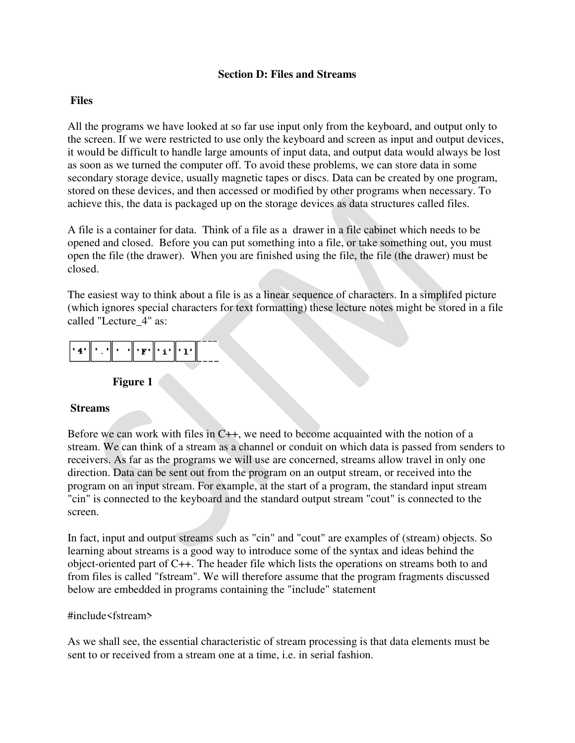**Section D: Files and Streams**

**Files**

All the programs we have looked at so far use input only from the keyboard, and output only to the screen. If we were restricted to use only the keyboard and screen as input and output devices, it would be difficult to handle large amounts of input data, and output data would always be lost as soon as we turned the computer off. To avoid these problems, we can store data in some secondary storage device, usually magnetic tapes or discs. Data can be created by one program, stored on these devices, and then accessed or modified by other programs when necessary. To achieve this, the data is packaged up on the storage devices as data structures called files.

A file is a container for data. Think of a file as a drawer in a file cabinet which needs to be opened and closed. Before you can put something into a file, or take something out, you must open the file (the drawer). When you are finished using the file, the file (the drawer) must be closed.

The easiest way to think about a file is as a linear sequence of characters. In a simplifed picture (which ignores special characters for text formatting) these lecture notes might be stored in a file called "Lecture_4" as:

| '4' | '.' | ' ' | 'F' | 'i' | 'l' | ... |
|---|---|---|---|---|---|---|

**Figure 1**

**Streams**

Before we can work with files in C++, we need to become acquainted with the notion of a stream. We can think of a stream as a channel or conduit on which data is passed from senders to receivers. As far as the programs we will use are concerned, streams allow travel in only one direction. Data can be sent out from the program on an output stream, or received into the program on an input stream. For example, at the start of a program, the standard input stream "cin" is connected to the keyboard and the standard output stream "cout" is connected to the screen.

In fact, input and output streams such as "cin" and "cout" are examples of (stream) objects. So learning about streams is a good way to introduce some of the syntax and ideas behind the object-oriented part of C++. The header file which lists the operations on streams both to and from files is called "fstream". We will therefore assume that the program fragments discussed below are embedded in programs containing the "include" statement

```
#include<fstream>
```

As we shall see, the essential characteristic of stream processing is that data elements must be sent to or received from a stream one at a time, i.e. in serial fashion.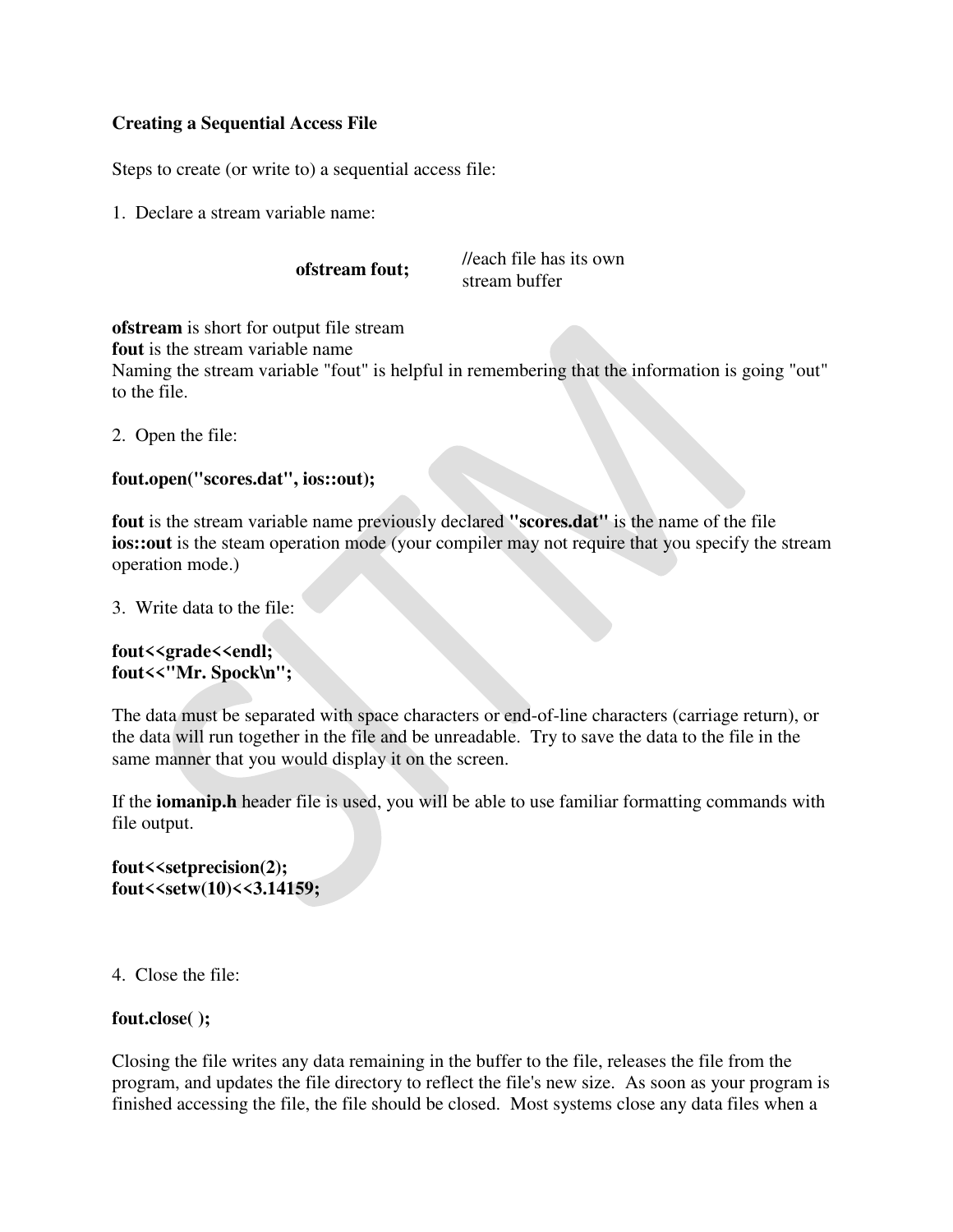**Creating a Sequential Access File**

Steps to create (or write to) a sequential access file:

1. Declare a stream variable name:

```
ofstream fout;        //each file has its own stream buffer
```

**ofstream** is short for output file stream
**fout** is the stream variable name
Naming the stream variable "fout" is helpful in remembering that the information is going "out" to the file.

2. Open the file:

**fout.open("scores.dat", ios::out);**

**fout** is the stream variable name previously declared **"scores.dat"** is the name of the file
**ios::out** is the steam operation mode (your compiler may not require that you specify the stream operation mode.)

3. Write data to the file:

```
fout<<grade<<endl;
fout<<"Mr. Spock\n";
```

The data must be separated with space characters or end-of-line characters (carriage return), or the data will run together in the file and be unreadable. Try to save the data to the file in the same manner that you would display it on the screen.

If the **iomanip.h** header file is used, you will be able to use familiar formatting commands with file output.

```
fout<<setprecision(2);
fout<<setw(10)<<3.14159;
```

4. Close the file:

**fout.close( );**

Closing the file writes any data remaining in the buffer to the file, releases the file from the program, and updates the file directory to reflect the file's new size. As soon as your program is finished accessing the file, the file should be closed. Most systems close any data files when a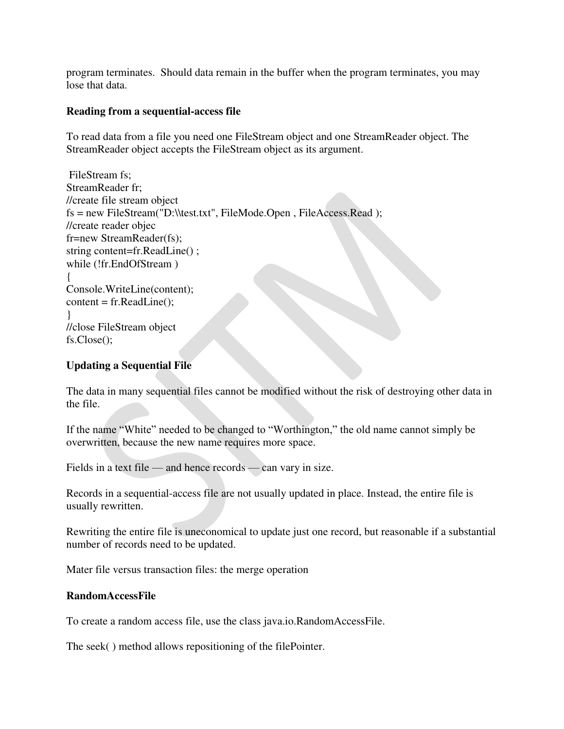program terminates. Should data remain in the buffer when the program terminates, you may lose that data.

**Reading from a sequential-access file**

To read data from a file you need one FileStream object and one StreamReader object. The StreamReader object accepts the FileStream object as its argument.

```
 FileStream fs;
StreamReader fr;
//create file stream object
fs = new FileStream("D:\\test.txt", FileMode.Open , FileAccess.Read );
//create reader objec
fr=new StreamReader(fs);
string content=fr.ReadLine() ;
while (!fr.EndOfStream )
{
Console.WriteLine(content);
content = fr.ReadLine();
}
//close FileStream object
fs.Close();
```

**Updating a Sequential File**

The data in many sequential files cannot be modified without the risk of destroying other data in the file.

If the name "White" needed to be changed to "Worthington," the old name cannot simply be overwritten, because the new name requires more space.

Fields in a text file — and hence records — can vary in size.

Records in a sequential-access file are not usually updated in place. Instead, the entire file is usually rewritten.

Rewriting the entire file is uneconomical to update just one record, but reasonable if a substantial number of records need to be updated.

Mater file versus transaction files: the merge operation

**RandomAccessFile**

To create a random access file, use the class java.io.RandomAccessFile.

The seek( ) method allows repositioning of the filePointer.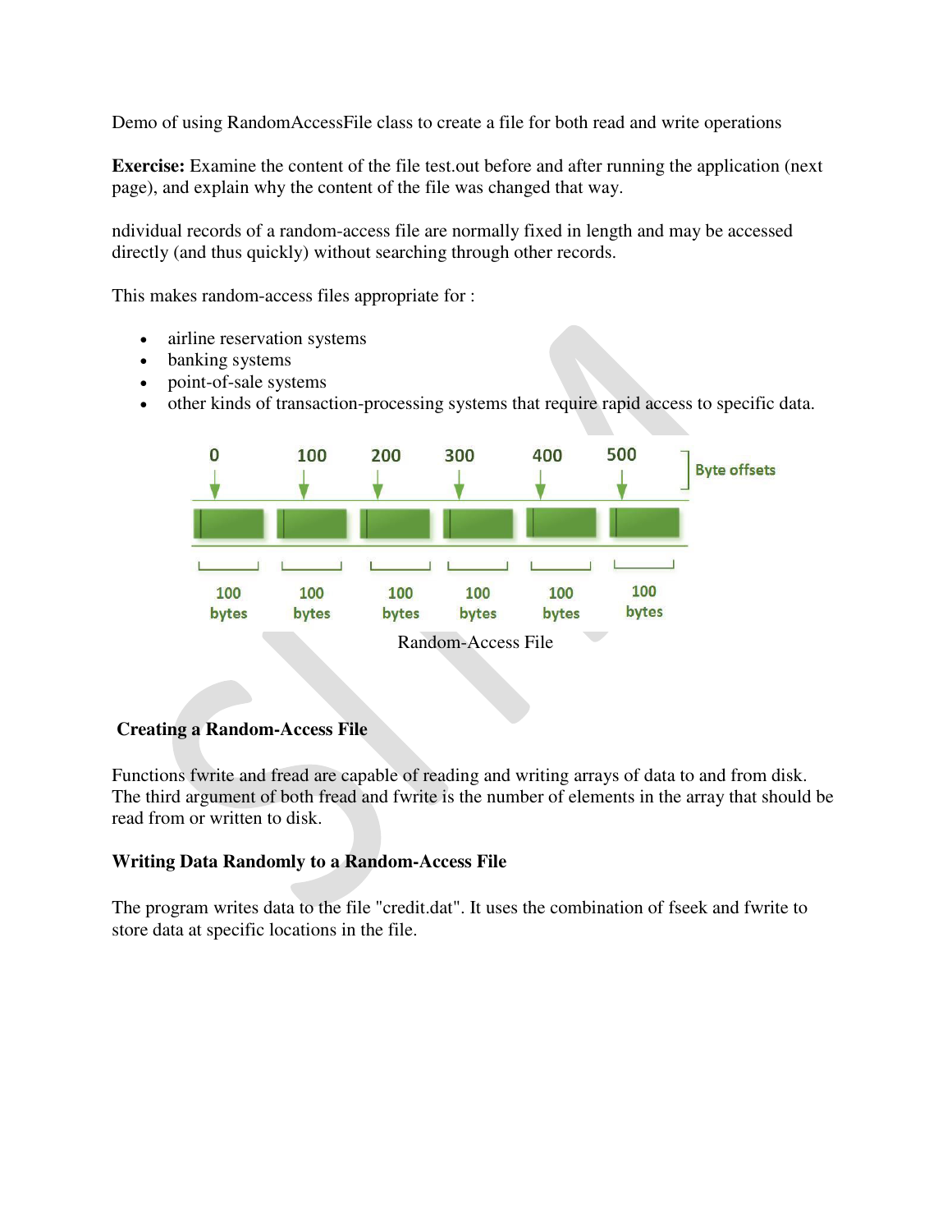Demo of using RandomAccessFile class to create a file for both read and write operations

**Exercise:** Examine the content of the file test.out before and after running the application (next page), and explain why the content of the file was changed that way.

ndividual records of a random-access file are normally fixed in length and may be accessed directly (and thus quickly) without searching through other records.

This makes random-access files appropriate for :

- airline reservation systems
- banking systems
- point-of-sale systems
- other kinds of transaction-processing systems that require rapid access to specific data.

| 0 | 100 | 200 | 300 | 400 | 500 | Byte offsets |
|---|---|---|---|---|---|---|
| 100 bytes | 100 bytes | 100 bytes | 100 bytes | 100 bytes | 100 bytes | |

Random-Access File

### Creating a Random-Access File

Functions fwrite and fread are capable of reading and writing arrays of data to and from disk. The third argument of both fread and fwrite is the number of elements in the array that should be read from or written to disk.

### Writing Data Randomly to a Random-Access File

The program writes data to the file "credit.dat". It uses the combination of fseek and fwrite to store data at specific locations in the file.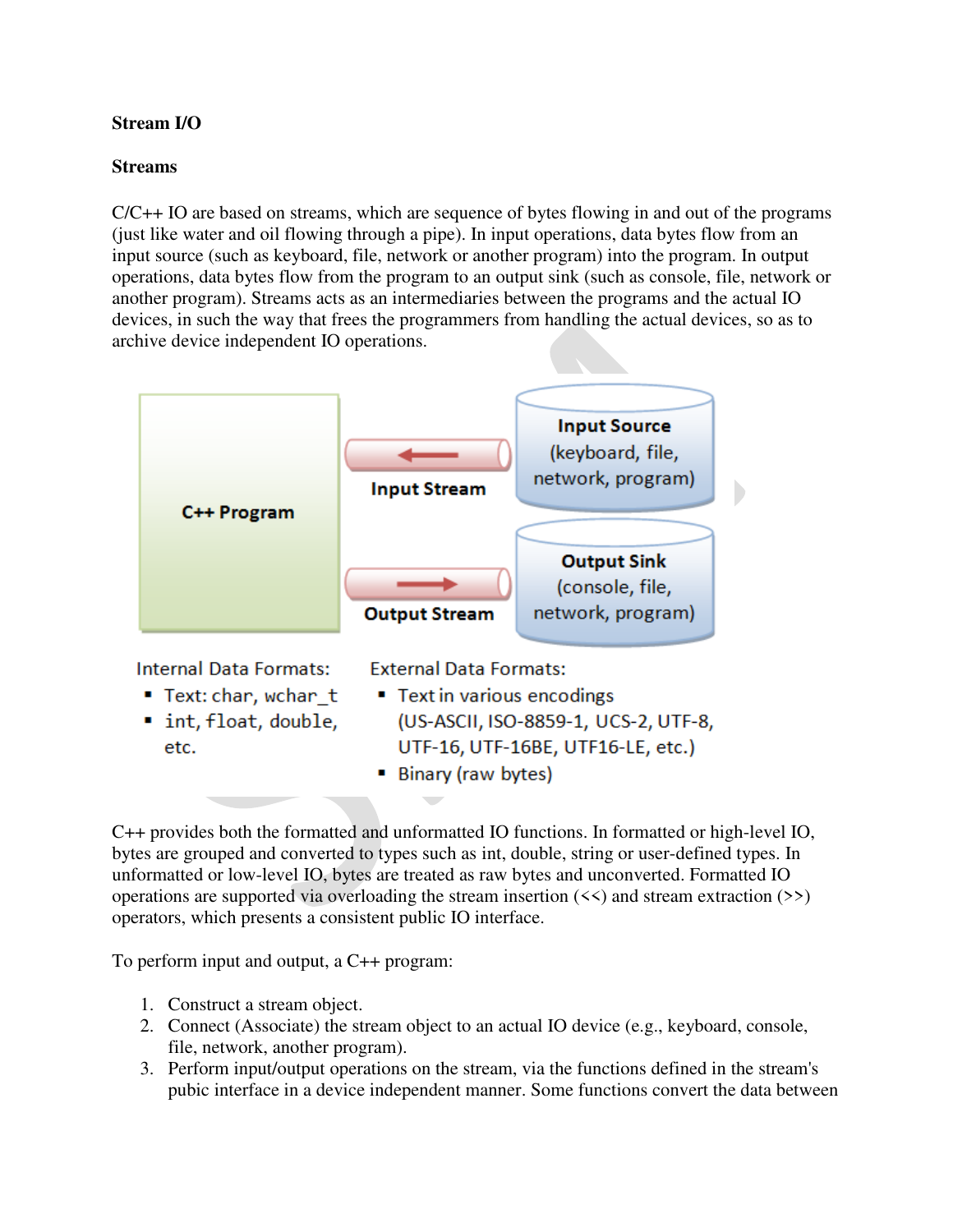**Stream I/O**

**Streams**

C/C++ IO are based on streams, which are sequence of bytes flowing in and out of the programs (just like water and oil flowing through a pipe). In input operations, data bytes flow from an input source (such as keyboard, file, network or another program) into the program. In output operations, data bytes flow from the program to an output sink (such as console, file, network or another program). Streams acts as an intermediaries between the programs and the actual IO devices, in such the way that frees the programmers from handling the actual devices, so as to archive device independent IO operations.

C++ Program

Input Stream

Input Source (keyboard, file, network, program)

Output Stream

Output Sink (console, file, network, program)

Internal Data Formats:

- Text: char, wchar_t
- int, float, double, etc.

External Data Formats:

- Text in various encodings (US-ASCII, ISO-8859-1, UCS-2, UTF-8, UTF-16, UTF-16BE, UTF16-LE, etc.)
- Binary (raw bytes)

C++ provides both the formatted and unformatted IO functions. In formatted or high-level IO, bytes are grouped and converted to types such as int, double, string or user-defined types. In unformatted or low-level IO, bytes are treated as raw bytes and unconverted. Formatted IO operations are supported via overloading the stream insertion (<<) and stream extraction (>>) operators, which presents a consistent public IO interface.

To perform input and output, a C++ program:

1. Construct a stream object.
2. Connect (Associate) the stream object to an actual IO device (e.g., keyboard, console, file, network, another program).
3. Perform input/output operations on the stream, via the functions defined in the stream's pubic interface in a device independent manner. Some functions convert the data between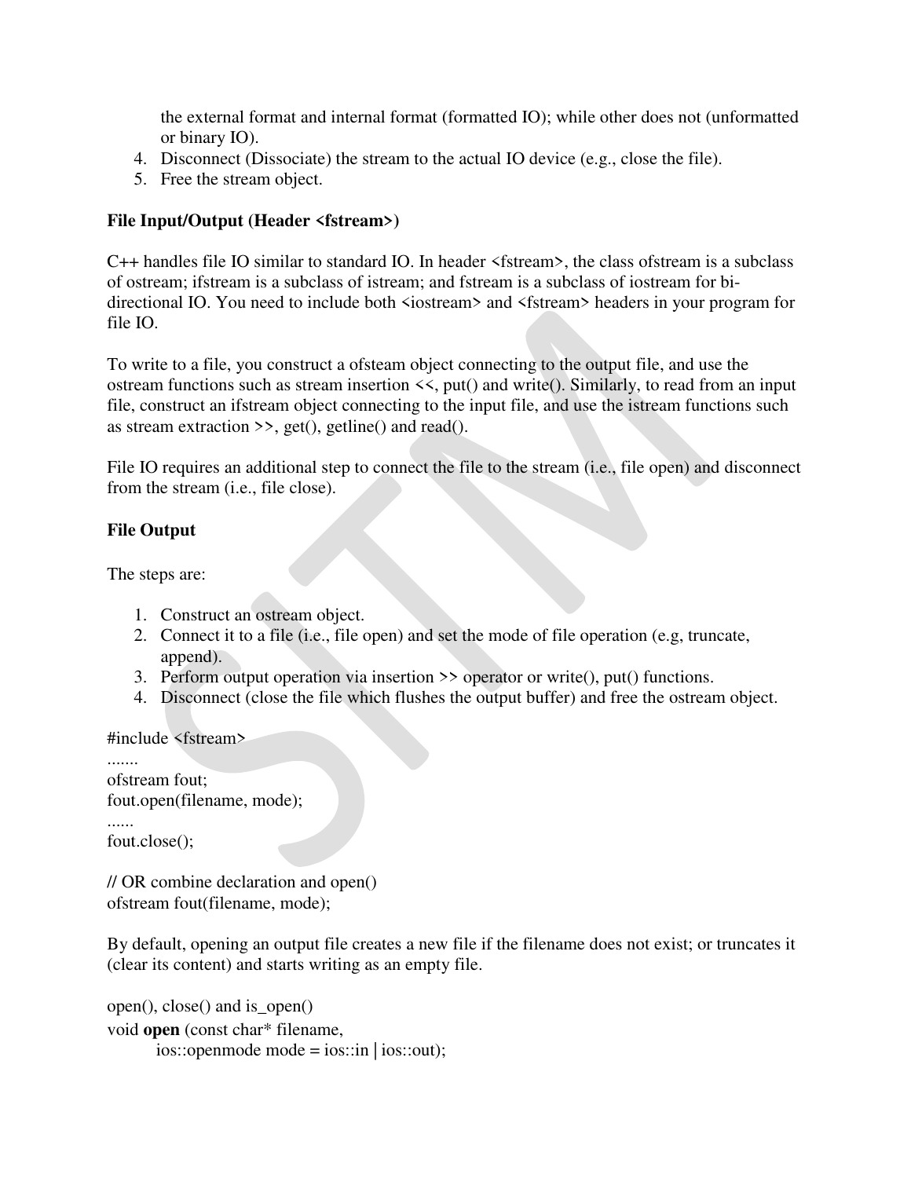the external format and internal format (formatted IO); while other does not (unformatted or binary IO).

4. Disconnect (Dissociate) the stream to the actual IO device (e.g., close the file).
5. Free the stream object.

**File Input/Output (Header <fstream>)**

C++ handles file IO similar to standard IO. In header <fstream>, the class ofstream is a subclass of ostream; ifstream is a subclass of istream; and fstream is a subclass of iostream for bi-directional IO. You need to include both <iostream> and <fstream> headers in your program for file IO.

To write to a file, you construct a ofsteam object connecting to the output file, and use the ostream functions such as stream insertion <<, put() and write(). Similarly, to read from an input file, construct an ifstream object connecting to the input file, and use the istream functions such as stream extraction >>, get(), getline() and read().

File IO requires an additional step to connect the file to the stream (i.e., file open) and disconnect from the stream (i.e., file close).

**File Output**

The steps are:

1. Construct an ostream object.
2. Connect it to a file (i.e., file open) and set the mode of file operation (e.g, truncate, append).
3. Perform output operation via insertion >> operator or write(), put() functions.
4. Disconnect (close the file which flushes the output buffer) and free the ostream object.

```
#include <fstream>
.......
ofstream fout;
fout.open(filename, mode);
......
fout.close();

// OR combine declaration and open()
ofstream fout(filename, mode);
```

By default, opening an output file creates a new file if the filename does not exist; or truncates it (clear its content) and starts writing as an empty file.

open(), close() and is_open()

```
void open (const char* filename,
        ios::openmode mode = ios::in | ios::out);
```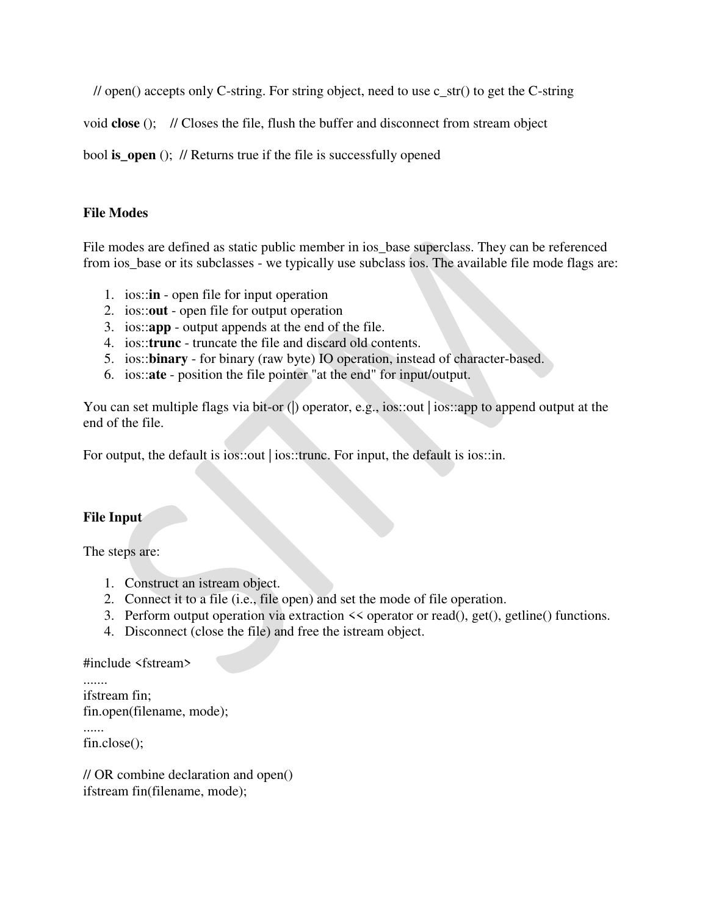// open() accepts only C-string. For string object, need to use c_str() to get the C-string

void **close** ();    // Closes the file, flush the buffer and disconnect from stream object

bool **is_open** ();  // Returns true if the file is successfully opened

### File Modes

File modes are defined as static public member in ios_base superclass. They can be referenced from ios_base or its subclasses - we typically use subclass ios. The available file mode flags are:

1. ios::**in** - open file for input operation
2. ios::**out** - open file for output operation
3. ios::**app** - output appends at the end of the file.
4. ios::**trunc** - truncate the file and discard old contents.
5. ios::**binary** - for binary (raw byte) IO operation, instead of character-based.
6. ios::**ate** - position the file pointer "at the end" for input/output.

You can set multiple flags via bit-or (|) operator, e.g., ios::out | ios::app to append output at the end of the file.

For output, the default is ios::out | ios::trunc. For input, the default is ios::in.

### File Input

The steps are:

1. Construct an istream object.
2. Connect it to a file (i.e., file open) and set the mode of file operation.
3. Perform output operation via extraction << operator or read(), get(), getline() functions.
4. Disconnect (close the file) and free the istream object.

```
#include <fstream>
.......
ifstream fin;
fin.open(filename, mode);
......
fin.close();

// OR combine declaration and open()
ifstream fin(filename, mode);
```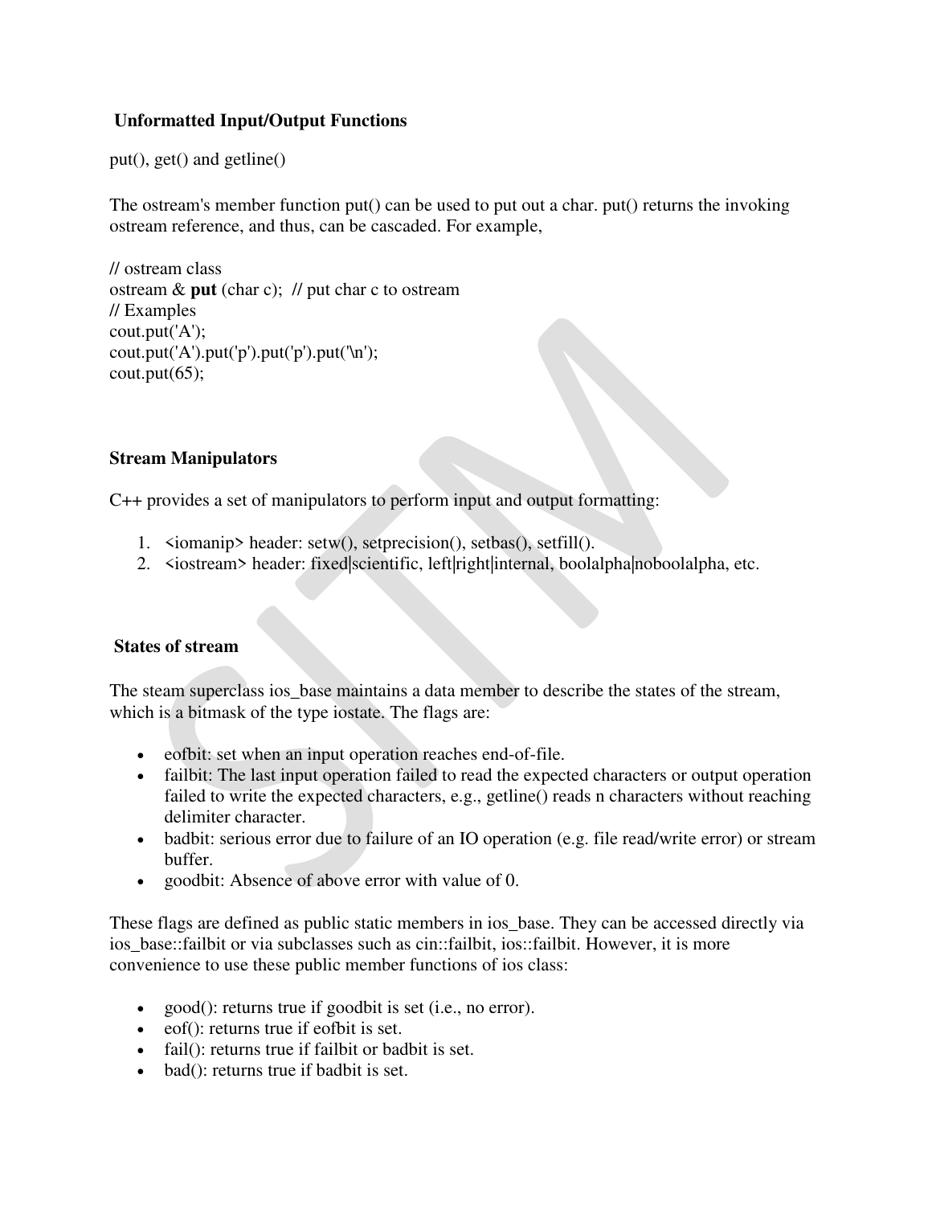## Unformatted Input/Output Functions

put(), get() and getline()

The ostream's member function put() can be used to put out a char. put() returns the invoking ostream reference, and thus, can be cascaded. For example,

```
// ostream class
ostream & put (char c);  // put char c to ostream
// Examples
cout.put('A');
cout.put('A').put('p').put('p').put('\n');
cout.put(65);
```

## Stream Manipulators

C++ provides a set of manipulators to perform input and output formatting:

1. <iomanip> header: setw(), setprecision(), setbas(), setfill().
2. <iostream> header: fixed|scientific, left|right|internal, boolalpha|noboolalpha, etc.

## States of stream

The steam superclass ios_base maintains a data member to describe the states of the stream, which is a bitmask of the type iostate. The flags are:

- eofbit: set when an input operation reaches end-of-file.
- failbit: The last input operation failed to read the expected characters or output operation failed to write the expected characters, e.g., getline() reads n characters without reaching delimiter character.
- badbit: serious error due to failure of an IO operation (e.g. file read/write error) or stream buffer.
- goodbit: Absence of above error with value of 0.

These flags are defined as public static members in ios_base. They can be accessed directly via ios_base::failbit or via subclasses such as cin::failbit, ios::failbit. However, it is more convenience to use these public member functions of ios class:

- good(): returns true if goodbit is set (i.e., no error).
- eof(): returns true if eofbit is set.
- fail(): returns true if failbit or badbit is set.
- bad(): returns true if badbit is set.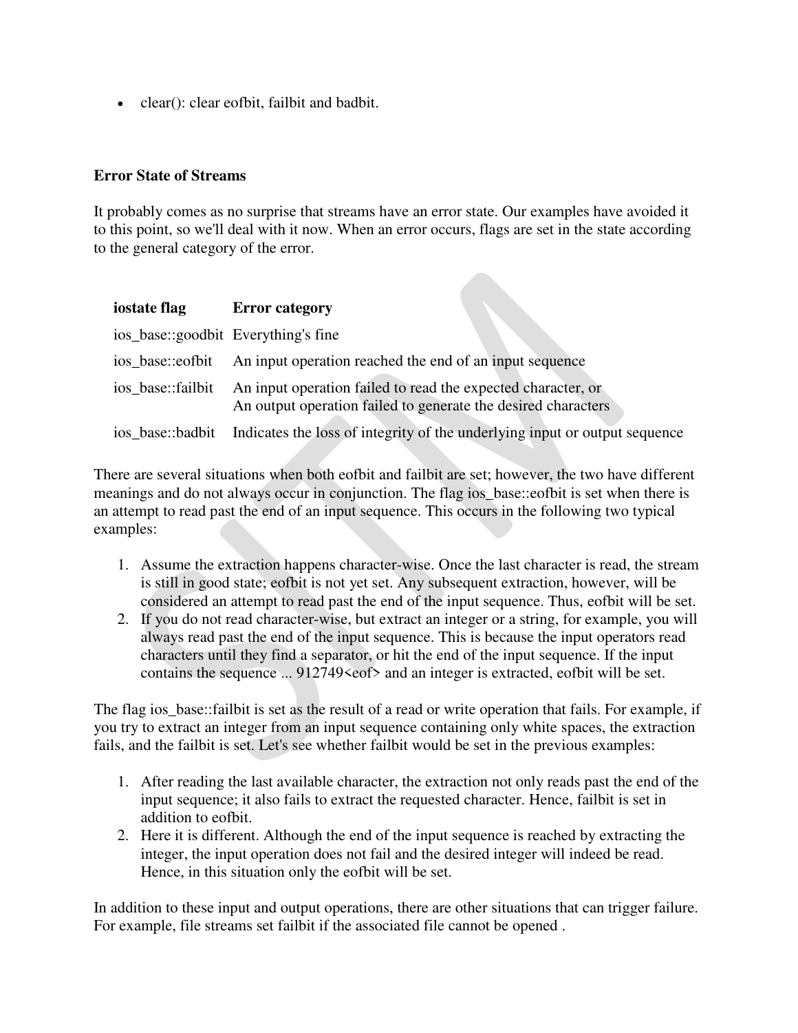- clear(): clear eofbit, failbit and badbit.

**Error State of Streams**

It probably comes as no surprise that streams have an error state. Our examples have avoided it to this point, so we'll deal with it now. When an error occurs, flags are set in the state according to the general category of the error.

| iostate flag | Error category |
|---|---|
| ios_base::goodbit | Everything's fine |
| ios_base::eofbit | An input operation reached the end of an input sequence |
| ios_base::failbit | An input operation failed to read the expected character, or An output operation failed to generate the desired characters |
| ios_base::badbit | Indicates the loss of integrity of the underlying input or output sequence |

There are several situations when both eofbit and failbit are set; however, the two have different meanings and do not always occur in conjunction. The flag ios_base::eofbit is set when there is an attempt to read past the end of an input sequence. This occurs in the following two typical examples:

1. Assume the extraction happens character-wise. Once the last character is read, the stream is still in good state; eofbit is not yet set. Any subsequent extraction, however, will be considered an attempt to read past the end of the input sequence. Thus, eofbit will be set.
2. If you do not read character-wise, but extract an integer or a string, for example, you will always read past the end of the input sequence. This is because the input operators read characters until they find a separator, or hit the end of the input sequence. If the input contains the sequence ... 912749<eof> and an integer is extracted, eofbit will be set.

The flag ios_base::failbit is set as the result of a read or write operation that fails. For example, if you try to extract an integer from an input sequence containing only white spaces, the extraction fails, and the failbit is set. Let's see whether failbit would be set in the previous examples:

1. After reading the last available character, the extraction not only reads past the end of the input sequence; it also fails to extract the requested character. Hence, failbit is set in addition to eofbit.
2. Here it is different. Although the end of the input sequence is reached by extracting the integer, the input operation does not fail and the desired integer will indeed be read. Hence, in this situation only the eofbit will be set.

In addition to these input and output operations, there are other situations that can trigger failure. For example, file streams set failbit if the associated file cannot be opened .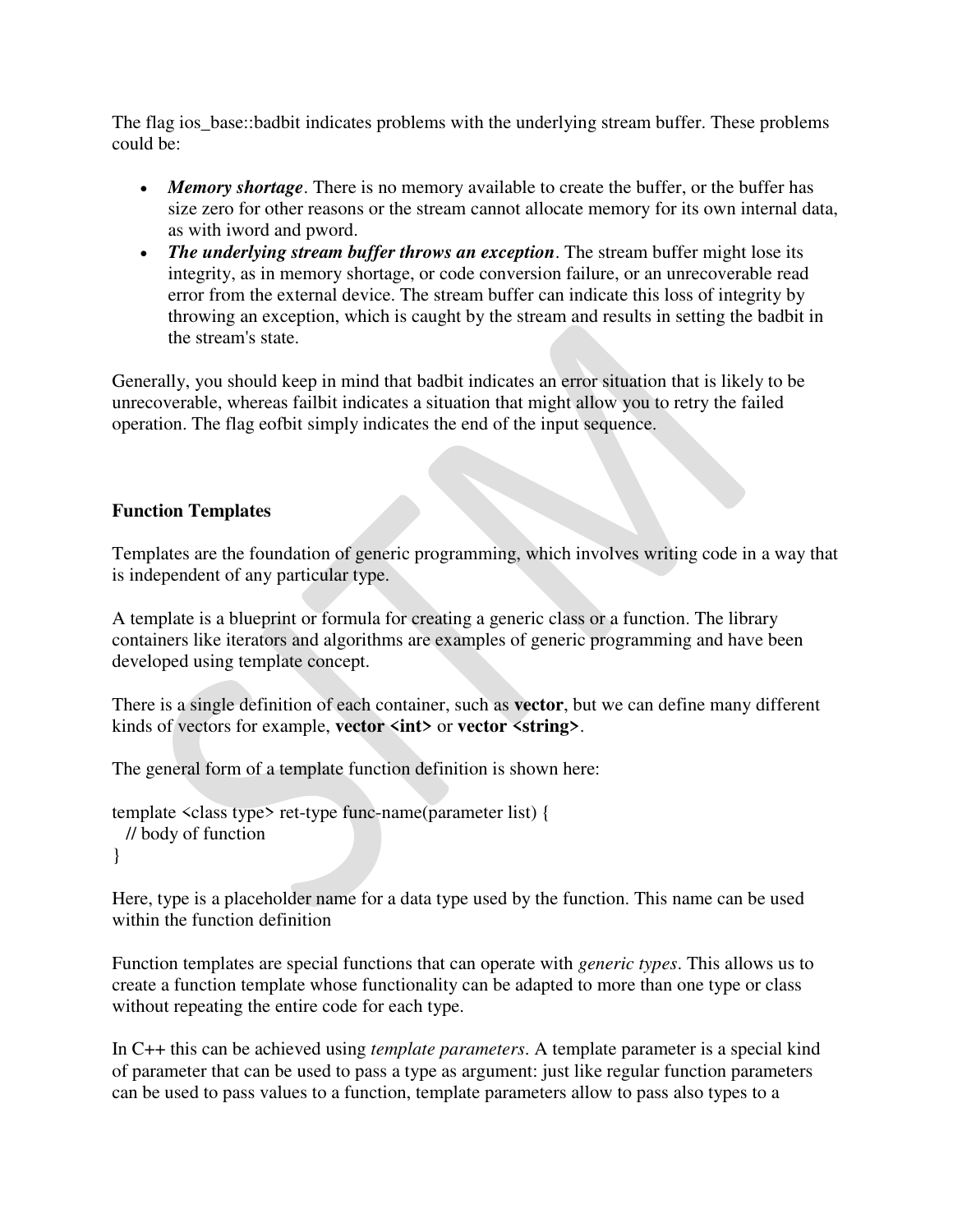The flag ios_base::badbit indicates problems with the underlying stream buffer. These problems could be:

- ***Memory shortage***. There is no memory available to create the buffer, or the buffer has size zero for other reasons or the stream cannot allocate memory for its own internal data, as with iword and pword.
- ***The underlying stream buffer throws an exception***. The stream buffer might lose its integrity, as in memory shortage, or code conversion failure, or an unrecoverable read error from the external device. The stream buffer can indicate this loss of integrity by throwing an exception, which is caught by the stream and results in setting the badbit in the stream's state.

Generally, you should keep in mind that badbit indicates an error situation that is likely to be unrecoverable, whereas failbit indicates a situation that might allow you to retry the failed operation. The flag eofbit simply indicates the end of the input sequence.

**Function Templates**

Templates are the foundation of generic programming, which involves writing code in a way that is independent of any particular type.

A template is a blueprint or formula for creating a generic class or a function. The library containers like iterators and algorithms are examples of generic programming and have been developed using template concept.

There is a single definition of each container, such as **vector**, but we can define many different kinds of vectors for example, **vector <int>** or **vector <string>**.

The general form of a template function definition is shown here:

```
template <class type> ret-type func-name(parameter list) {
   // body of function
}
```

Here, type is a placeholder name for a data type used by the function. This name can be used within the function definition

Function templates are special functions that can operate with *generic types*. This allows us to create a function template whose functionality can be adapted to more than one type or class without repeating the entire code for each type.

In C++ this can be achieved using *template parameters*. A template parameter is a special kind of parameter that can be used to pass a type as argument: just like regular function parameters can be used to pass values to a function, template parameters allow to pass also types to a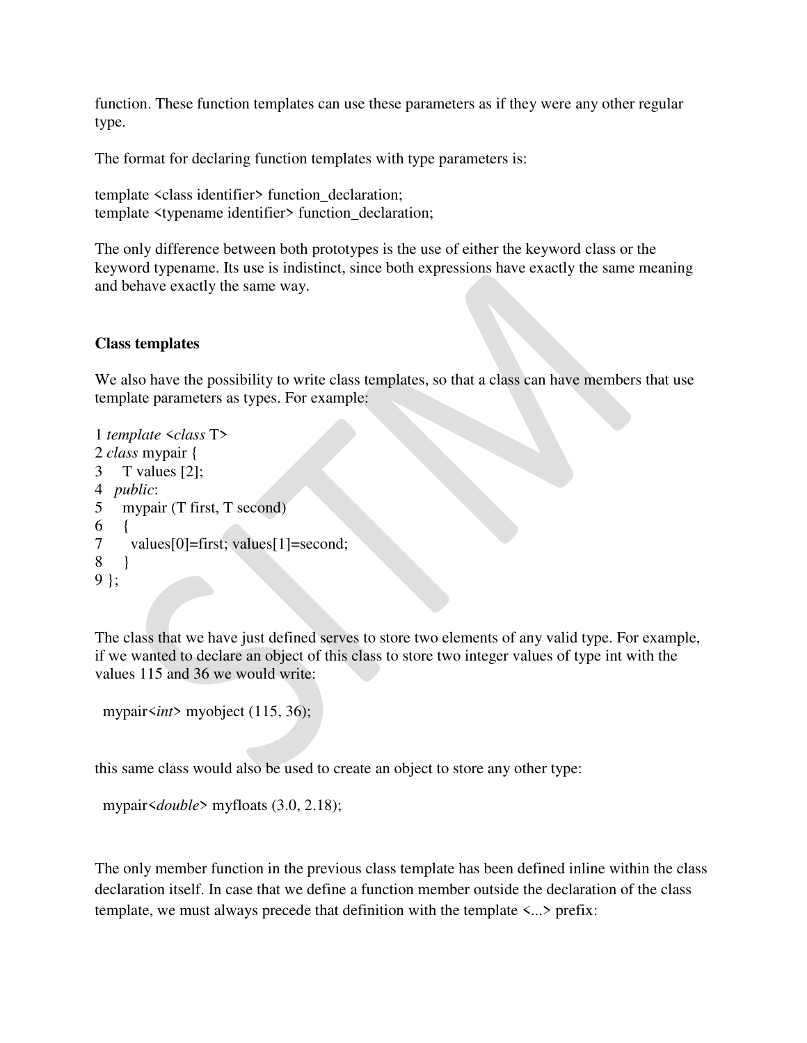function. These function templates can use these parameters as if they were any other regular type.

The format for declaring function templates with type parameters is:

template <class identifier> function_declaration;
template <typename identifier> function_declaration;

The only difference between both prototypes is the use of either the keyword class or the keyword typename. Its use is indistinct, since both expressions have exactly the same meaning and behave exactly the same way.

**Class templates**

We also have the possibility to write class templates, so that a class can have members that use template parameters as types. For example:

```
1 template <class T>
2 class mypair {
3     T values [2];
4   public:
5     mypair (T first, T second)
6     {
7       values[0]=first; values[1]=second;
8     }
9 };
```

The class that we have just defined serves to store two elements of any valid type. For example, if we wanted to declare an object of this class to store two integer values of type int with the values 115 and 36 we would write:

```
mypair<int> myobject (115, 36);
```

this same class would also be used to create an object to store any other type:

```
mypair<double> myfloats (3.0, 2.18);
```

The only member function in the previous class template has been defined inline within the class declaration itself. In case that we define a function member outside the declaration of the class template, we must always precede that definition with the template <...> prefix: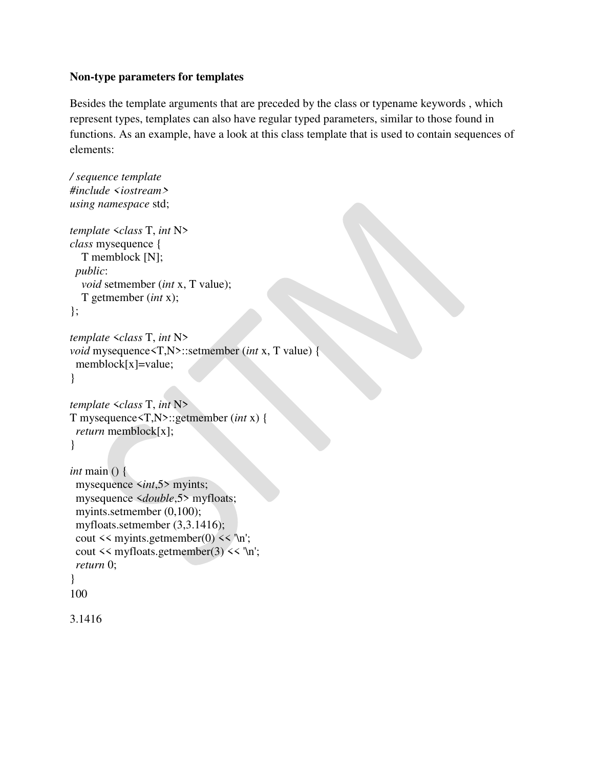**Non-type parameters for templates**

Besides the template arguments that are preceded by the class or typename keywords , which represent types, templates can also have regular typed parameters, similar to those found in functions. As an example, have a look at this class template that is used to contain sequences of elements:

```
/ sequence template
#include <iostream>
using namespace std;

template <class T, int N>
class mysequence {
    T memblock [N];
  public:
    void setmember (int x, T value);
    T getmember (int x);
};

template <class T, int N>
void mysequence<T,N>::setmember (int x, T value) {
  memblock[x]=value;
}

template <class T, int N>
T mysequence<T,N>::getmember (int x) {
  return memblock[x];
}

int main () {
  mysequence <int,5> myints;
  mysequence <double,5> myfloats;
  myints.setmember (0,100);
  myfloats.setmember (3,3.1416);
  cout << myints.getmember(0) << '\n';
  cout << myfloats.getmember(3) << '\n';
  return 0;
}
```

```
100

3.1416
```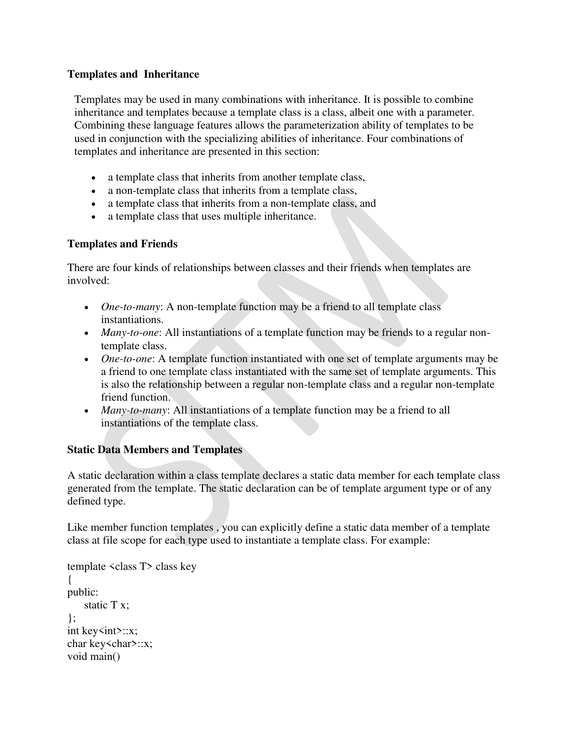### Templates and Inheritance

Templates may be used in many combinations with inheritance. It is possible to combine inheritance and templates because a template class is a class, albeit one with a parameter. Combining these language features allows the parameterization ability of templates to be used in conjunction with the specializing abilities of inheritance. Four combinations of templates and inheritance are presented in this section:

- a template class that inherits from another template class,
- a non-template class that inherits from a template class,
- a template class that inherits from a non-template class, and
- a template class that uses multiple inheritance.

### Templates and Friends

There are four kinds of relationships between classes and their friends when templates are involved:

- *One-to-many*: A non-template function may be a friend to all template class instantiations.
- *Many-to-one*: All instantiations of a template function may be friends to a regular non-template class.
- *One-to-one*: A template function instantiated with one set of template arguments may be a friend to one template class instantiated with the same set of template arguments. This is also the relationship between a regular non-template class and a regular non-template friend function.
- *Many-to-many*: All instantiations of a template function may be a friend to all instantiations of the template class.

### Static Data Members and Templates

A static declaration within a class template declares a static data member for each template class generated from the template. The static declaration can be of template argument type or of any defined type.

Like member function templates , you can explicitly define a static data member of a template class at file scope for each type used to instantiate a template class. For example:

```
template <class T> class key
{
public:
     static T x;
};
int key<int>::x;
char key<char>::x;
void main()
```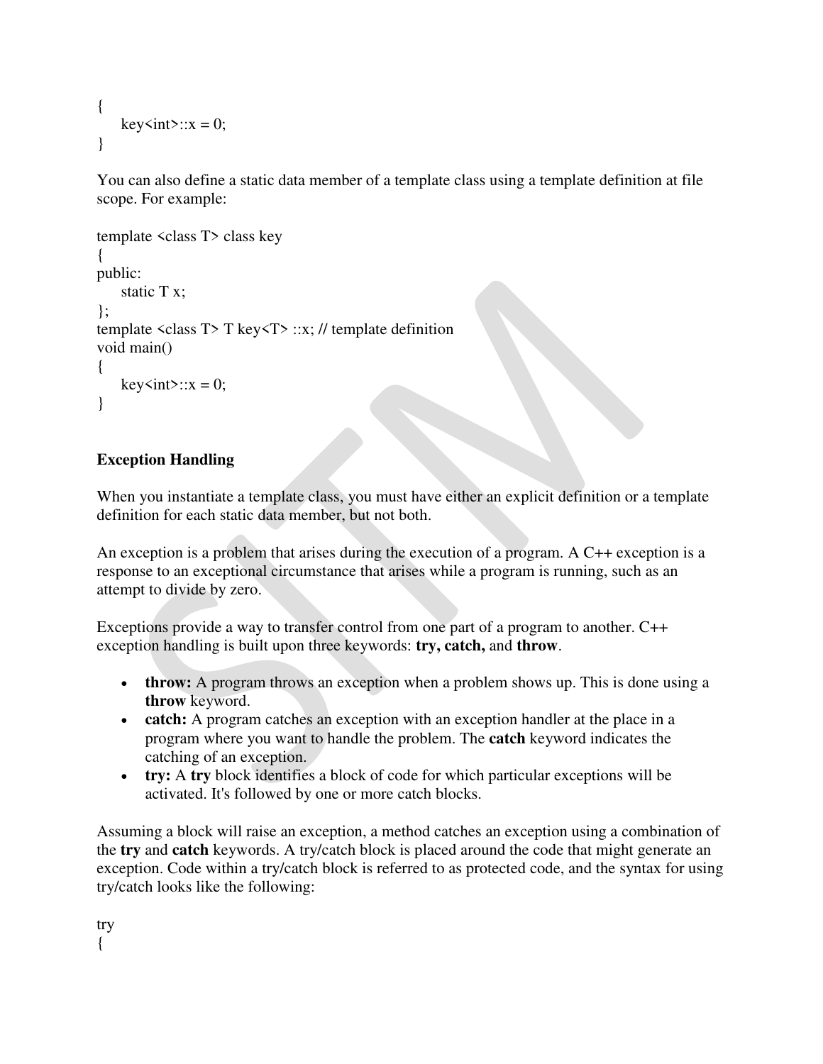```
{
    key<int>::x = 0;
}
```

You can also define a static data member of a template class using a template definition at file scope. For example:

```
template <class T> class key
{
public:
    static T x;
};
template <class T> T key<T> ::x; // template definition
void main()
{
    key<int>::x = 0;
}
```

**Exception Handling**

When you instantiate a template class, you must have either an explicit definition or a template definition for each static data member, but not both.

An exception is a problem that arises during the execution of a program. A C++ exception is a response to an exceptional circumstance that arises while a program is running, such as an attempt to divide by zero.

Exceptions provide a way to transfer control from one part of a program to another. C++ exception handling is built upon three keywords: **try, catch,** and **throw**.

- **throw:** A program throws an exception when a problem shows up. This is done using a **throw** keyword.
- **catch:** A program catches an exception with an exception handler at the place in a program where you want to handle the problem. The **catch** keyword indicates the catching of an exception.
- **try:** A **try** block identifies a block of code for which particular exceptions will be activated. It's followed by one or more catch blocks.

Assuming a block will raise an exception, a method catches an exception using a combination of the **try** and **catch** keywords. A try/catch block is placed around the code that might generate an exception. Code within a try/catch block is referred to as protected code, and the syntax for using try/catch looks like the following:

```
try
{
```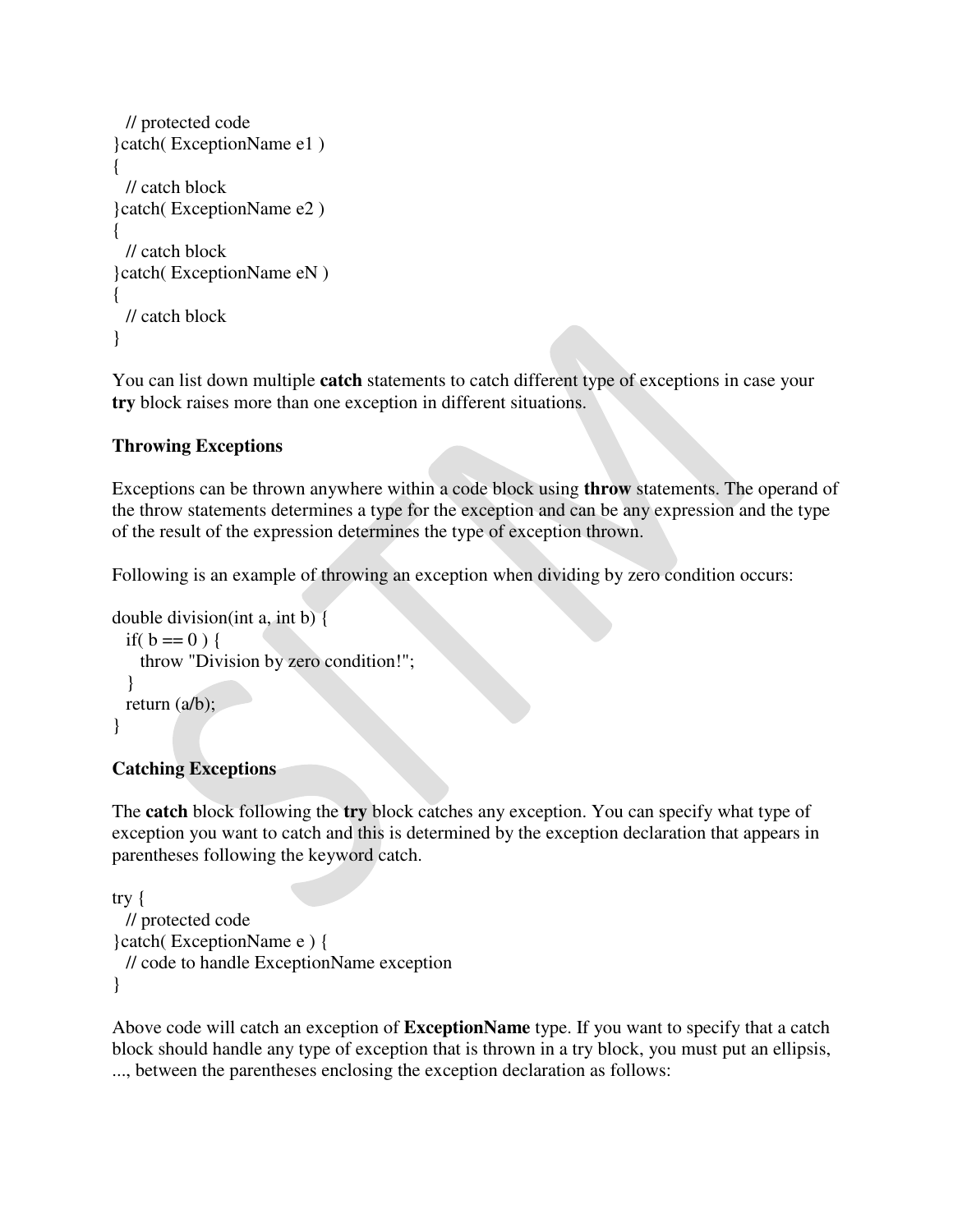```
   // protected code
}catch( ExceptionName e1 )
{
   // catch block
}catch( ExceptionName e2 )
{
   // catch block
}catch( ExceptionName eN )
{
   // catch block
}
```

You can list down multiple **catch** statements to catch different type of exceptions in case your **try** block raises more than one exception in different situations.

**Throwing Exceptions**

Exceptions can be thrown anywhere within a code block using **throw** statements. The operand of the throw statements determines a type for the exception and can be any expression and the type of the result of the expression determines the type of exception thrown.

Following is an example of throwing an exception when dividing by zero condition occurs:

```
double division(int a, int b) {
   if( b == 0 ) {
      throw "Division by zero condition!";
   }
   return (a/b);
}
```

**Catching Exceptions**

The **catch** block following the **try** block catches any exception. You can specify what type of exception you want to catch and this is determined by the exception declaration that appears in parentheses following the keyword catch.

```
try {
   // protected code
}catch( ExceptionName e ) {
   // code to handle ExceptionName exception
}
```

Above code will catch an exception of **ExceptionName** type. If you want to specify that a catch block should handle any type of exception that is thrown in a try block, you must put an ellipsis, ..., between the parentheses enclosing the exception declaration as follows: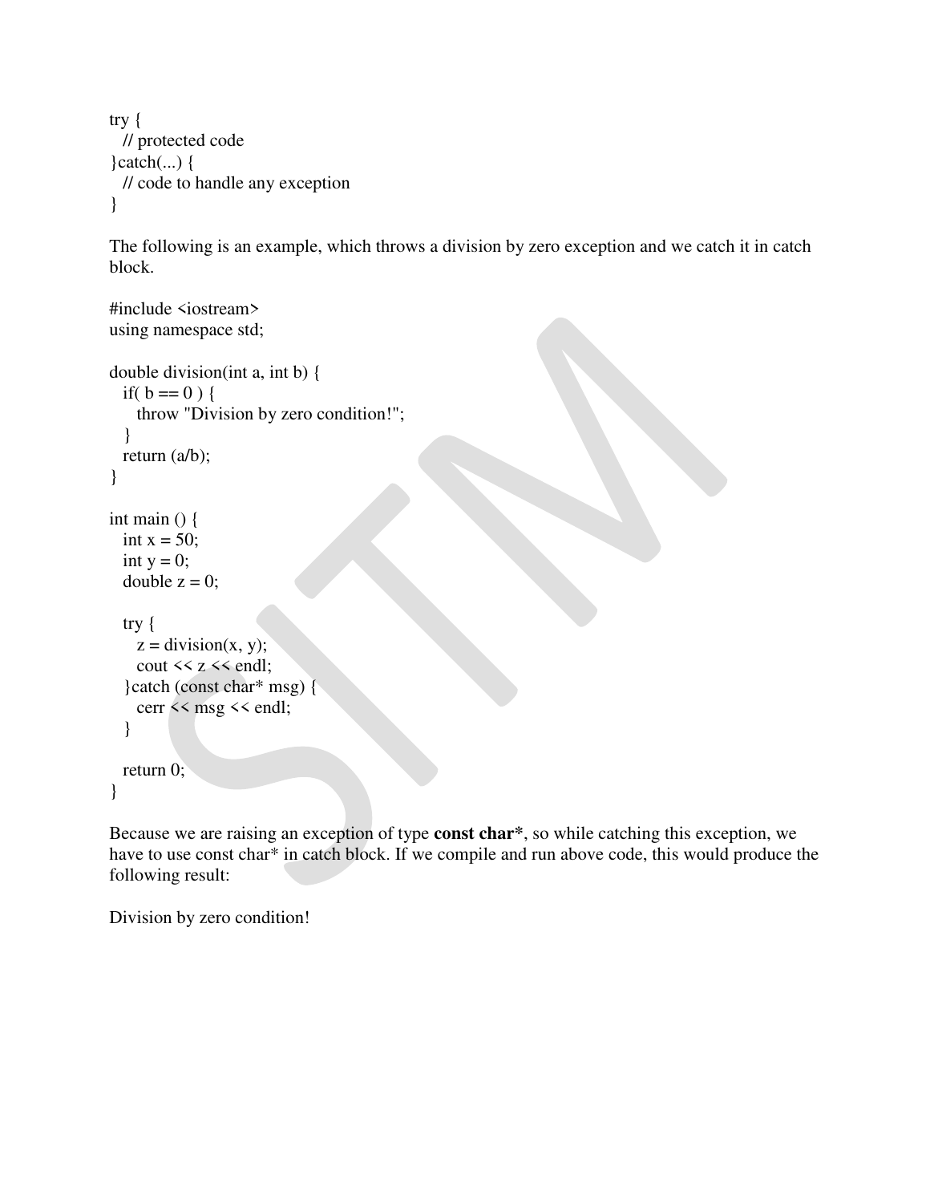```
try {
   // protected code
}catch(...) {
   // code to handle any exception
}
```

The following is an example, which throws a division by zero exception and we catch it in catch block.

```
#include <iostream>
using namespace std;

double division(int a, int b) {
   if( b == 0 ) {
      throw "Division by zero condition!";
   }
   return (a/b);
}

int main () {
   int x = 50;
   int y = 0;
   double z = 0;

   try {
      z = division(x, y);
      cout << z << endl;
   }catch (const char* msg) {
      cerr << msg << endl;
   }

   return 0;
}
```

Because we are raising an exception of type **const char***, so while catching this exception, we have to use const char* in catch block. If we compile and run above code, this would produce the following result:

```
Division by zero condition!
```